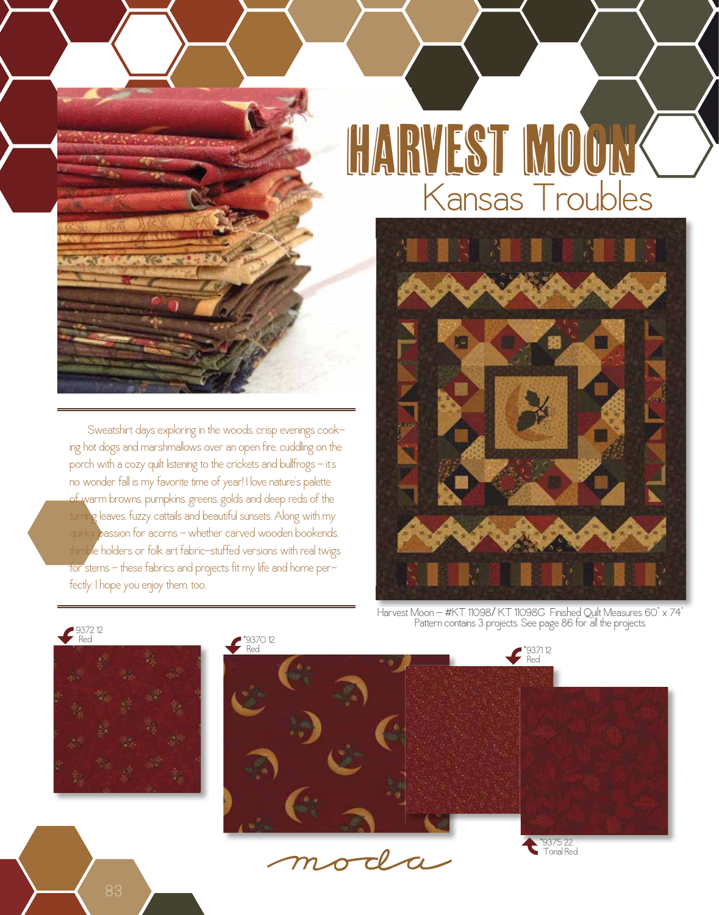# HARVEST MOON

## Kansas Troubles

Sweatshirt days exploring in the woods, crisp evenings cooking hot dogs and marshmallows over an open fire, cuddling on the porch with a cozy quilt listening to the crickets and bullfrogs – it's no wonder fall is my favorite time of year! I love nature's palette of warm browns, pumpkins, greens, golds and deep reds of the turning leaves, fuzzy cattails and beautiful sunsets. Along with my quirky passion for acorns – whether carved wooden bookends, thimble holders or folk art fabric-stuffed versions with real twigs for stems – these fabrics and projects fit my life and home perfectly. I hope you enjoy them, too.

Harvest Moon – #KT 11098/ KT 11098G Finished Quilt Measures 60" x 74"
Pattern contains 3 projects. See page 86 for all the projects.

9372 12
Red

*9370 12
Red

*9371 12
Red

*9375 22
Tonal Red

moda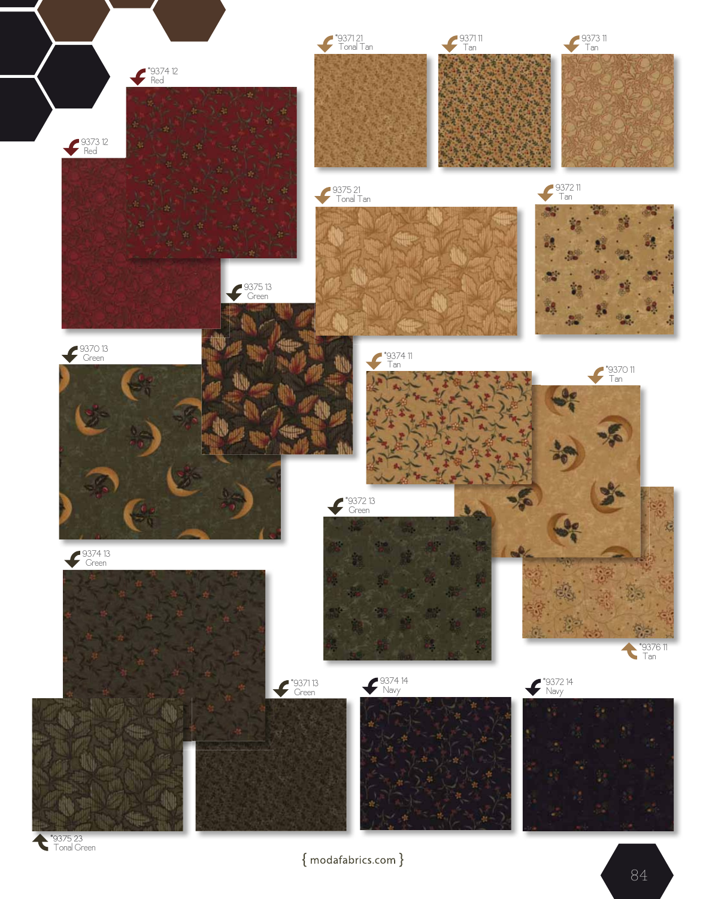*9374 12
Red

9373 12
Red

*9371 21
Tonal Tan

9371 11
Tan

*9373 11
Tan

9375 21
Tonal Tan

9372 11
Tan

9375 13
Green

9370 13
Green

*9374 11
Tan

*9370 11
Tan

*9372 13
Green

*9376 11
Tan

9374 13
Green

*9371 13
Green

9374 14
Navy

*9372 14
Navy

*9375 23
Tonal Green

{ modafabrics.com }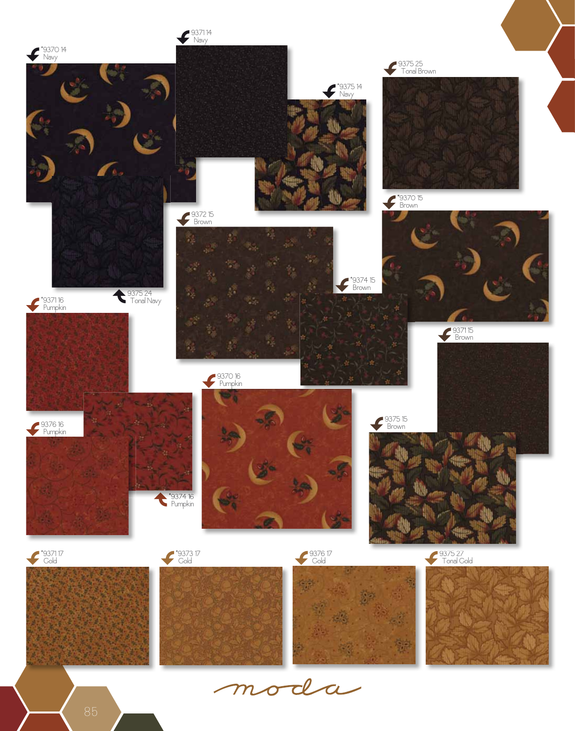*9370 14
Navy

9371 14
Navy

*9375 14
Navy

9375 25
Tonal Brown

9375 24
Tonal Navy

9372 15
Brown

*9370 15
Brown

*9374 15
Brown

*9371 16
Pumpkin

9370 16
Pumpkin

9371 15
Brown

9376 16
Pumpkin

*9374 16
Pumpkin

9375 15
Brown

*9371 17
Gold

*9373 17
Gold

9376 17
Gold

9375 27
Tonal Gold

moda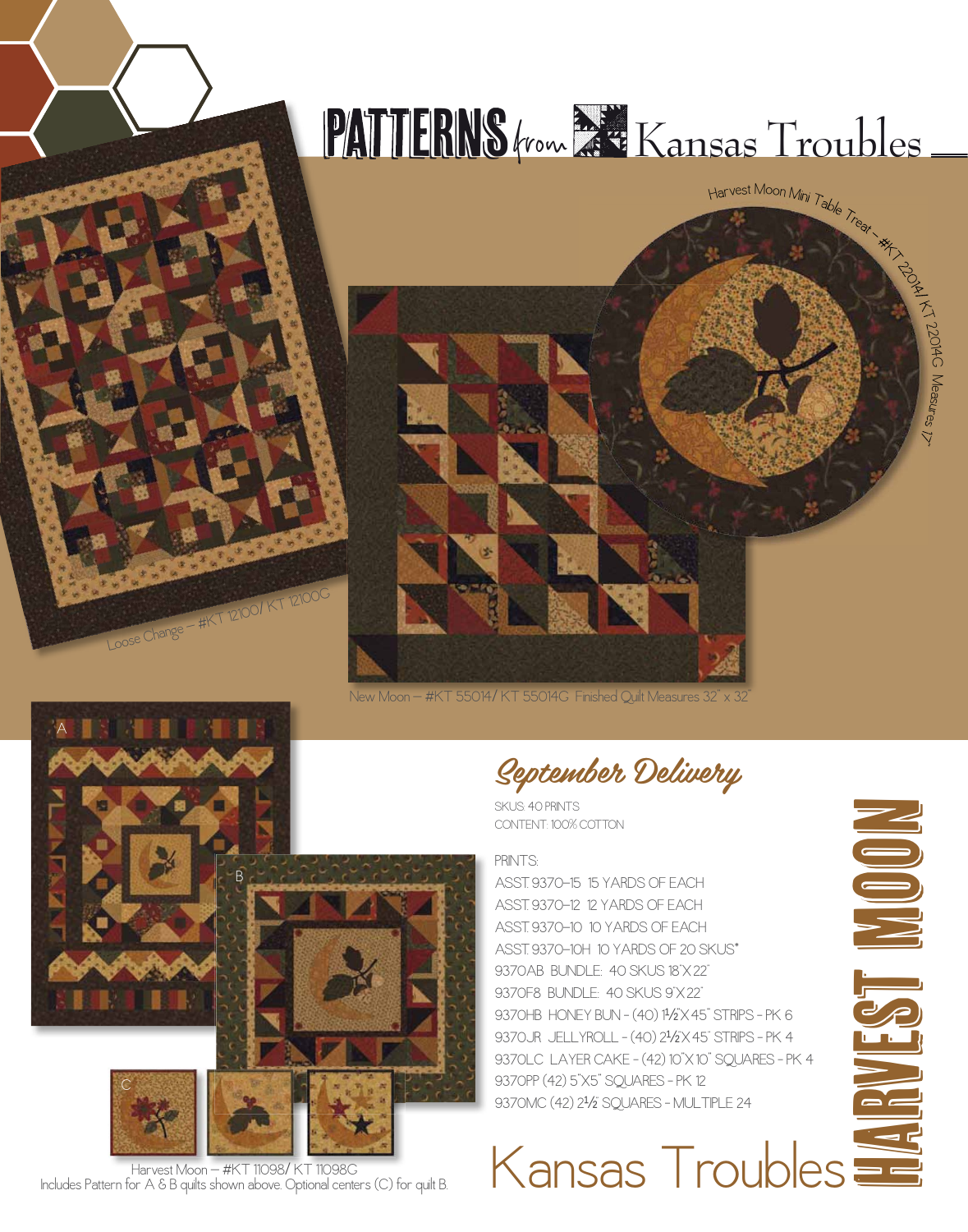# PATTERNS from Kansas Troubles

Harvest Moon Mini Table Treat – #KT 22014/ KT 22014G Measures 17"

Loose Change – #KT 12100/ KT 12100G

New Moon – #KT 55014/ KT 55014G Finished Quilt Measures 32" x 32"

A

B

C

Harvest Moon – #KT 11098/ KT 11098G
Includes Pattern for A & B quilts shown above. Optional centers (C) for quilt B.

## September Delivery

SKUS: 40 PRINTS
CONTENT: 100% COTTON

PRINTS:
ASST. 9370–15 15 YARDS OF EACH
ASST. 9370–12 12 YARDS OF EACH
ASST. 9370–10 10 YARDS OF EACH
ASST. 9370–10H 10 YARDS OF 20 SKUS*
9370AB BUNDLE: 40 SKUS 18"X22"
9370F8 BUNDLE: 40 SKUS 9"X22"
9370HB HONEY BUN - (40) 1½"X45" STRIPS - PK 6
9370JR JELLYROLL - (40) 2½"X45" STRIPS - PK 4
9370LC LAYER CAKE - (42) 10"X10" SQUARES - PK 4
9370PP (42) 5"X5" SQUARES - PK 12
9370MC (42) 2½" SQUARES - MULTIPLE 24

Kansas Troubles

# HARVEST MOON